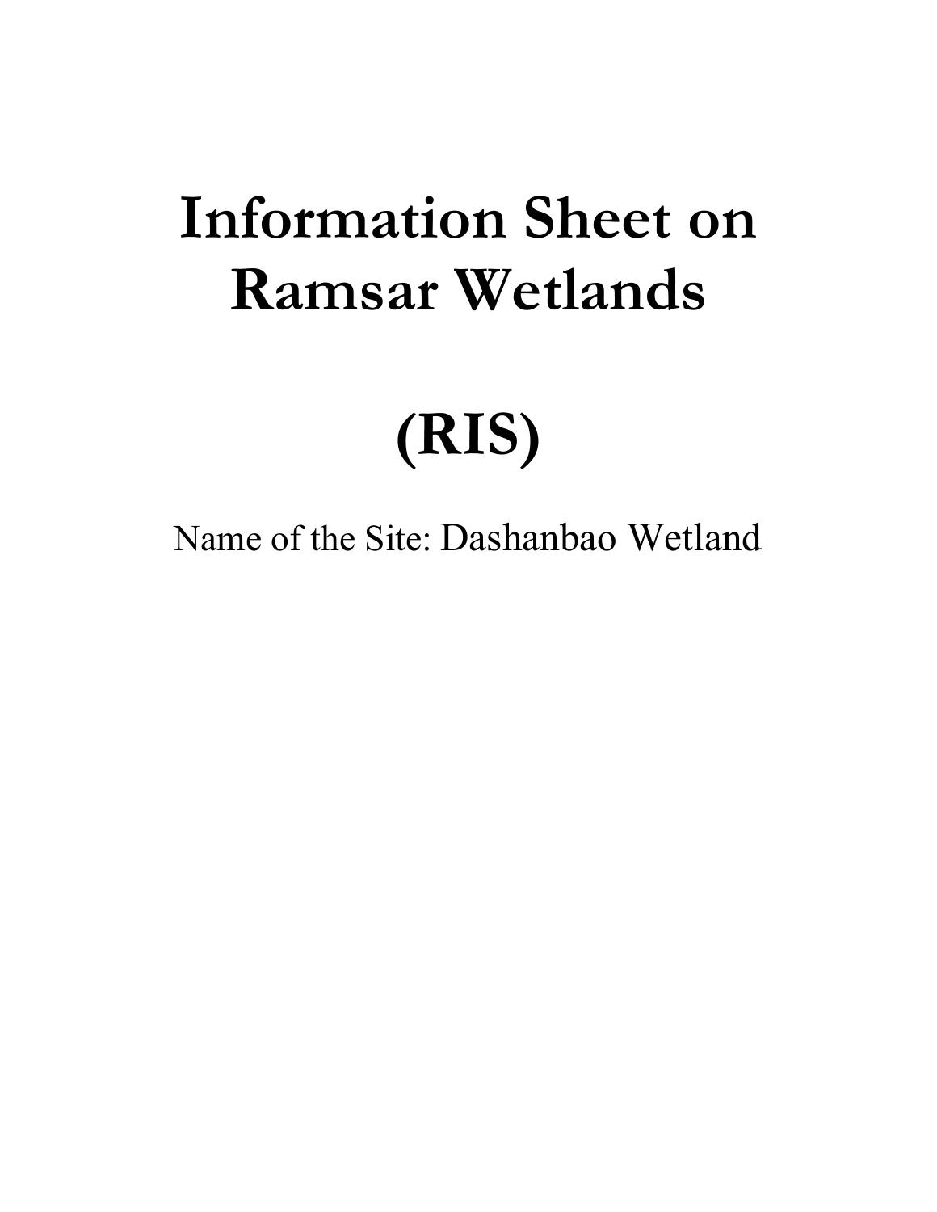# Information Sheet on Ramsar Wetlands

# (RIS)

Name of the Site: Dashanbao Wetland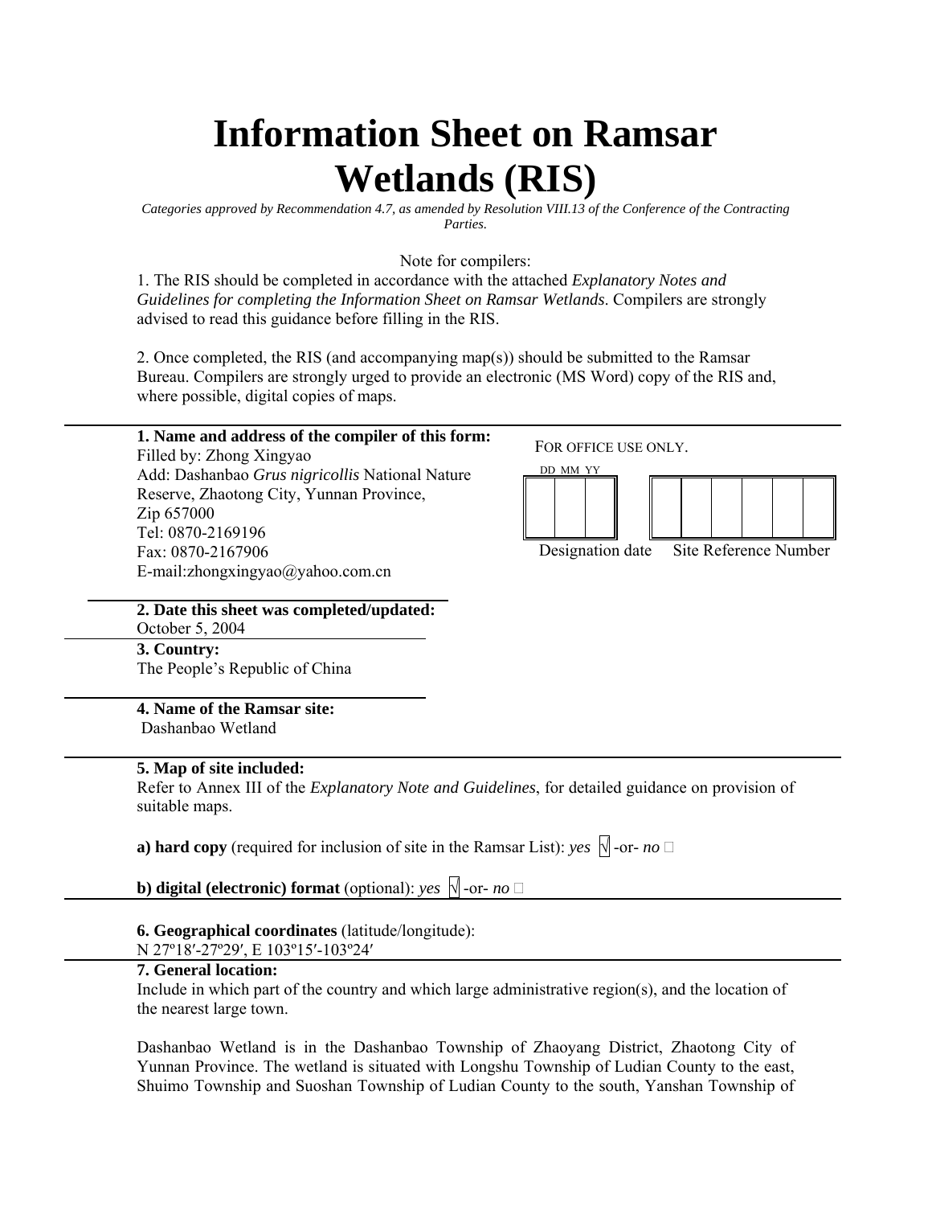# Information Sheet on Ramsar Wetlands (RIS)

*Categories approved by Recommendation 4.7, as amended by Resolution VIII.13 of the Conference of the Contracting Parties.*

Note for compilers:

1. The RIS should be completed in accordance with the attached *Explanatory Notes and Guidelines for completing the Information Sheet on Ramsar Wetlands*. Compilers are strongly advised to read this guidance before filling in the RIS.

2. Once completed, the RIS (and accompanying map(s)) should be submitted to the Ramsar Bureau. Compilers are strongly urged to provide an electronic (MS Word) copy of the RIS and, where possible, digital copies of maps.

**1. Name and address of the compiler of this form:**
Filled by: Zhong Xingyao
Add: Dashanbao *Grus nigricollis* National Nature Reserve, Zhaotong City, Yunnan Province, Zip 657000
Tel: 0870-2169196
Fax: 0870-2167906
E-mail:zhongxingyao@yahoo.com.cn

FOR OFFICE USE ONLY.

| DD | MM | YY |
|---|---|---|
| | | |

Designation date

| | | | | | |
|---|---|---|---|---|---|
| | | | | | |

Site Reference Number

**2. Date this sheet was completed/updated:**
October 5, 2004

**3. Country:**
The People's Republic of China

**4. Name of the Ramsar site:**
Dashanbao Wetland

**5. Map of site included:**
Refer to Annex III of the *Explanatory Note and Guidelines*, for detailed guidance on provision of suitable maps.

**a) hard copy** (required for inclusion of site in the Ramsar List): *yes* √ -or- *no* □

**b) digital (electronic) format** (optional): *yes* √ -or- *no* □

**6. Geographical coordinates** (latitude/longitude):
N 27º18′-27º29′, E 103º15′-103º24′

**7. General location:**
Include in which part of the country and which large administrative region(s), and the location of the nearest large town.

Dashanbao Wetland is in the Dashanbao Township of Zhaoyang District, Zhaotong City of Yunnan Province. The wetland is situated with Longshu Township of Ludian County to the east, Shuimo Township and Suoshan Township of Ludian County to the south, Yanshan Township of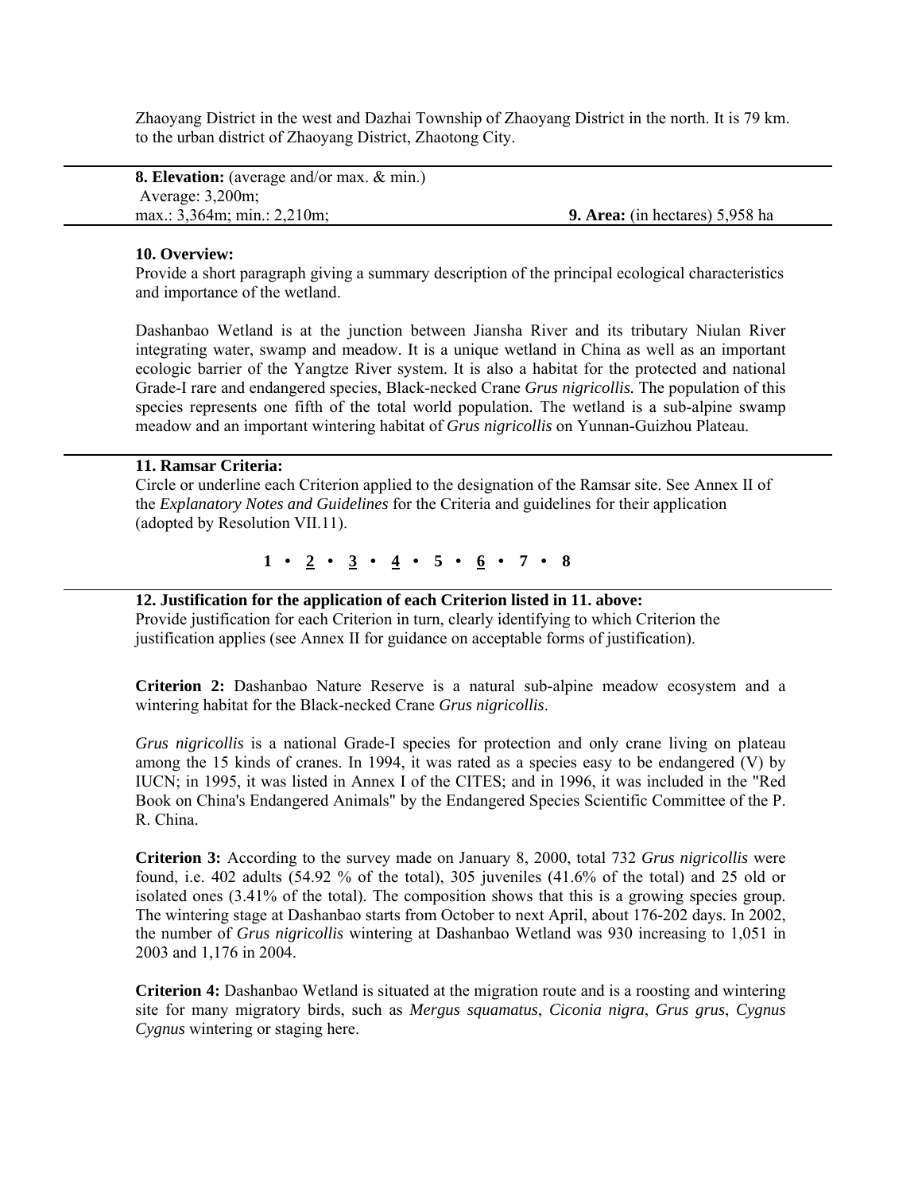Zhaoyang District in the west and Dazhai Township of Zhaoyang District in the north. It is 79 km. to the urban district of Zhaoyang District, Zhaotong City.

**8. Elevation:** (average and/or max. & min.)
Average: 3,200m;
max.: 3,364m; min.: 2,210m;

**9. Area:** (in hectares) 5,958 ha

**10. Overview:**
Provide a short paragraph giving a summary description of the principal ecological characteristics and importance of the wetland.

Dashanbao Wetland is at the junction between Jiansha River and its tributary Niulan River integrating water, swamp and meadow. It is a unique wetland in China as well as an important ecologic barrier of the Yangtze River system. It is also a habitat for the protected and national Grade-I rare and endangered species, Black-necked Crane *Grus nigricollis.* The population of this species represents one fifth of the total world population. The wetland is a sub-alpine swamp meadow and an important wintering habitat of *Grus nigricollis* on Yunnan-Guizhou Plateau.

**11. Ramsar Criteria:**
Circle or underline each Criterion applied to the designation of the Ramsar site. See Annex II of the *Explanatory Notes and Guidelines* for the Criteria and guidelines for their application (adopted by Resolution VII.11).

**1 • <u>2</u> • <u>3</u> • <u>4</u> • 5 • <u>6</u> • 7 • 8**

**12. Justification for the application of each Criterion listed in 11. above:**
Provide justification for each Criterion in turn, clearly identifying to which Criterion the justification applies (see Annex II for guidance on acceptable forms of justification).

**Criterion 2:** Dashanbao Nature Reserve is a natural sub-alpine meadow ecosystem and a wintering habitat for the Black-necked Crane *Grus nigricollis*.

*Grus nigricollis* is a national Grade-I species for protection and only crane living on plateau among the 15 kinds of cranes. In 1994, it was rated as a species easy to be endangered (V) by IUCN; in 1995, it was listed in Annex I of the CITES; and in 1996, it was included in the "Red Book on China's Endangered Animals" by the Endangered Species Scientific Committee of the P. R. China.

**Criterion 3:** According to the survey made on January 8, 2000, total 732 *Grus nigricollis* were found, i.e. 402 adults (54.92 % of the total), 305 juveniles (41.6% of the total) and 25 old or isolated ones (3.41% of the total). The composition shows that this is a growing species group. The wintering stage at Dashanbao starts from October to next April, about 176-202 days. In 2002, the number of *Grus nigricollis* wintering at Dashanbao Wetland was 930 increasing to 1,051 in 2003 and 1,176 in 2004.

**Criterion 4:** Dashanbao Wetland is situated at the migration route and is a roosting and wintering site for many migratory birds, such as *Mergus squamatus*, *Ciconia nigra*, *Grus grus*, *Cygnus Cygnus* wintering or staging here.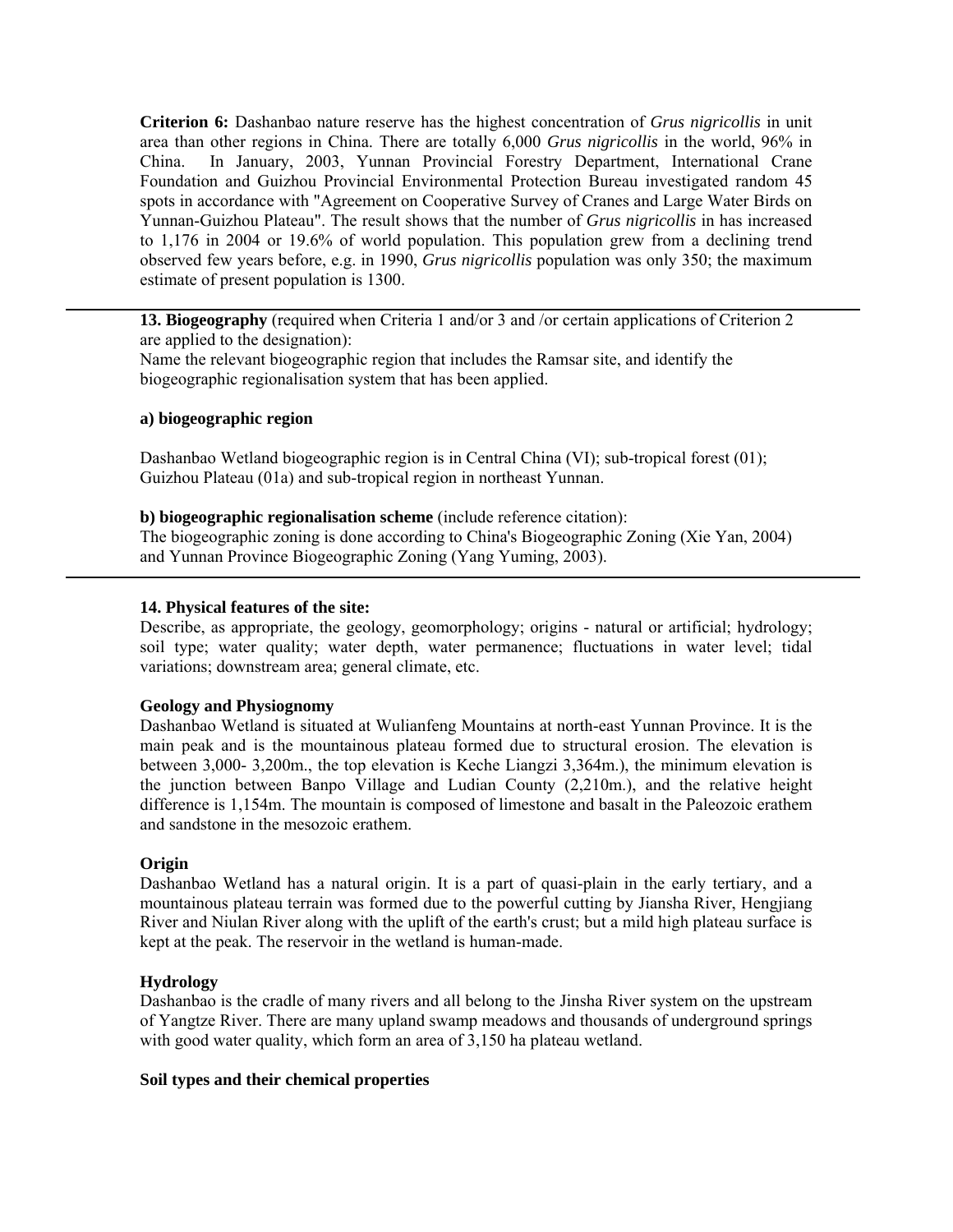**Criterion 6:** Dashanbao nature reserve has the highest concentration of *Grus nigricollis* in unit area than other regions in China. There are totally 6,000 *Grus nigricollis* in the world, 96% in China. In January, 2003, Yunnan Provincial Forestry Department, International Crane Foundation and Guizhou Provincial Environmental Protection Bureau investigated random 45 spots in accordance with "Agreement on Cooperative Survey of Cranes and Large Water Birds on Yunnan-Guizhou Plateau". The result shows that the number of *Grus nigricollis* in has increased to 1,176 in 2004 or 19.6% of world population. This population grew from a declining trend observed few years before, e.g. in 1990, *Grus nigricollis* population was only 350; the maximum estimate of present population is 1300.

---

**13. Biogeography** (required when Criteria 1 and/or 3 and /or certain applications of Criterion 2 are applied to the designation):
Name the relevant biogeographic region that includes the Ramsar site, and identify the biogeographic regionalisation system that has been applied.

**a) biogeographic region**

Dashanbao Wetland biogeographic region is in Central China (VI); sub-tropical forest (01); Guizhou Plateau (01a) and sub-tropical region in northeast Yunnan.

**b) biogeographic regionalisation scheme** (include reference citation):
The biogeographic zoning is done according to China's Biogeographic Zoning (Xie Yan, 2004) and Yunnan Province Biogeographic Zoning (Yang Yuming, 2003).

---

**14. Physical features of the site:**
Describe, as appropriate, the geology, geomorphology; origins - natural or artificial; hydrology; soil type; water quality; water depth, water permanence; fluctuations in water level; tidal variations; downstream area; general climate, etc.

**Geology and Physiognomy**
Dashanbao Wetland is situated at Wulianfeng Mountains at north-east Yunnan Province. It is the main peak and is the mountainous plateau formed due to structural erosion. The elevation is between 3,000- 3,200m., the top elevation is Keche Liangzi 3,364m.), the minimum elevation is the junction between Banpo Village and Ludian County (2,210m.), and the relative height difference is 1,154m. The mountain is composed of limestone and basalt in the Paleozoic erathem and sandstone in the mesozoic erathem.

**Origin**
Dashanbao Wetland has a natural origin. It is a part of quasi-plain in the early tertiary, and a mountainous plateau terrain was formed due to the powerful cutting by Jiansha River, Hengjiang River and Niulan River along with the uplift of the earth's crust; but a mild high plateau surface is kept at the peak. The reservoir in the wetland is human-made.

**Hydrology**
Dashanbao is the cradle of many rivers and all belong to the Jinsha River system on the upstream of Yangtze River. There are many upland swamp meadows and thousands of underground springs with good water quality, which form an area of 3,150 ha plateau wetland.

**Soil types and their chemical properties**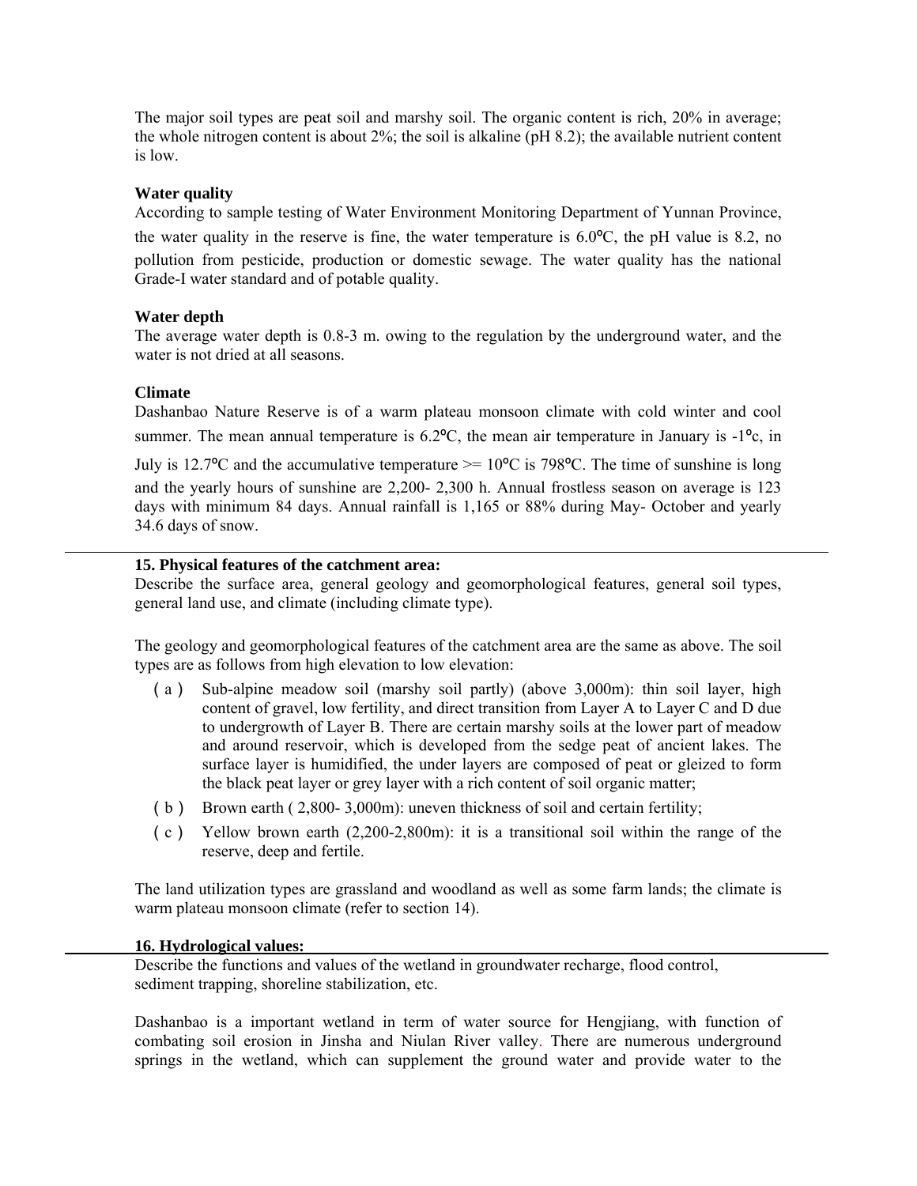The major soil types are peat soil and marshy soil. The organic content is rich, 20% in average; the whole nitrogen content is about 2%; the soil is alkaline (pH 8.2); the available nutrient content is low.

**Water quality**

According to sample testing of Water Environment Monitoring Department of Yunnan Province, the water quality in the reserve is fine, the water temperature is 6.0°C, the pH value is 8.2, no pollution from pesticide, production or domestic sewage. The water quality has the national Grade-I water standard and of potable quality.

**Water depth**

The average water depth is 0.8-3 m. owing to the regulation by the underground water, and the water is not dried at all seasons.

**Climate**

Dashanbao Nature Reserve is of a warm plateau monsoon climate with cold winter and cool summer. The mean annual temperature is 6.2°C, the mean air temperature in January is -1°c, in July is 12.7°C and the accumulative temperature >= 10°C is 798°C. The time of sunshine is long and the yearly hours of sunshine are 2,200- 2,300 h. Annual frostless season on average is 123 days with minimum 84 days. Annual rainfall is 1,165 or 88% during May- October and yearly 34.6 days of snow.

**15. Physical features of the catchment area:**

Describe the surface area, general geology and geomorphological features, general soil types, general land use, and climate (including climate type).

The geology and geomorphological features of the catchment area are the same as above. The soil types are as follows from high elevation to low elevation:

（a） Sub-alpine meadow soil (marshy soil partly) (above 3,000m): thin soil layer, high content of gravel, low fertility, and direct transition from Layer A to Layer C and D due to undergrowth of Layer B. There are certain marshy soils at the lower part of meadow and around reservoir, which is developed from the sedge peat of ancient lakes. The surface layer is humidified, the under layers are composed of peat or gleized to form the black peat layer or grey layer with a rich content of soil organic matter;

（b） Brown earth ( 2,800- 3,000m): uneven thickness of soil and certain fertility;

（c） Yellow brown earth (2,200-2,800m): it is a transitional soil within the range of the reserve, deep and fertile.

The land utilization types are grassland and woodland as well as some farm lands; the climate is warm plateau monsoon climate (refer to section 14).

**16. Hydrological values:**

Describe the functions and values of the wetland in groundwater recharge, flood control, sediment trapping, shoreline stabilization, etc.

Dashanbao is a important wetland in term of water source for Hengjiang, with function of combating soil erosion in Jinsha and Niulan River valley. There are numerous underground springs in the wetland, which can supplement the ground water and provide water to the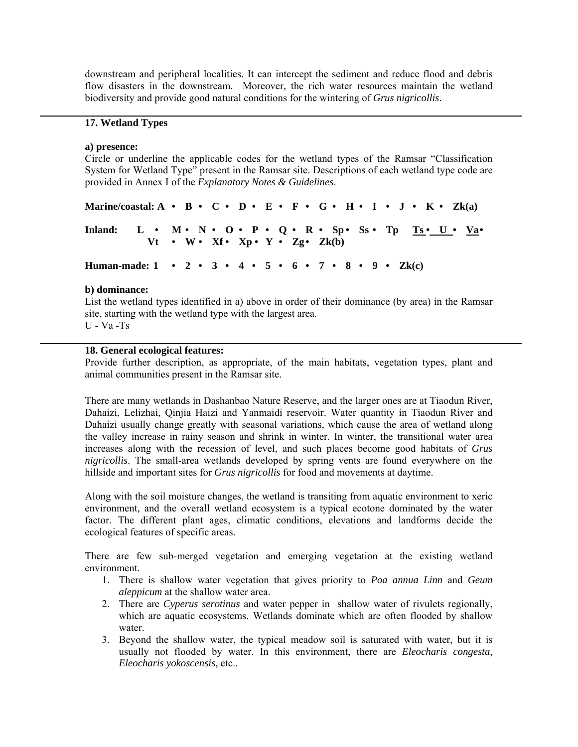downstream and peripheral localities. It can intercept the sediment and reduce flood and debris flow disasters in the downstream. Moreover, the rich water resources maintain the wetland biodiversity and provide good natural conditions for the wintering of *Grus nigricollis*.

---

**17. Wetland Types**

**a) presence:**

Circle or underline the applicable codes for the wetland types of the Ramsar "Classification System for Wetland Type" present in the Ramsar site. Descriptions of each wetland type code are provided in Annex I of the *Explanatory Notes & Guidelines*.

**Marine/coastal: A • B • C • D • E • F • G • H • I • J • K • Zk(a)**

**Inland: L • M • N • O • P • Q • R • Sp • Ss • Tp <u>Ts</u> • <u>U</u> • <u>Va</u> • Vt • W • Xf • Xp • Y • Zg • Zk(b)**

**Human-made: 1 • 2 • 3 • 4 • 5 • 6 • 7 • 8 • 9 • Zk(c)**

**b) dominance:**

List the wetland types identified in a) above in order of their dominance (by area) in the Ramsar site, starting with the wetland type with the largest area.

U - Va -Ts

---

**18. General ecological features:**

Provide further description, as appropriate, of the main habitats, vegetation types, plant and animal communities present in the Ramsar site.

There are many wetlands in Dashanbao Nature Reserve, and the larger ones are at Tiaodun River, Dahaizi, Lelizhai, Qinjia Haizi and Yanmaidi reservoir. Water quantity in Tiaodun River and Dahaizi usually change greatly with seasonal variations, which cause the area of wetland along the valley increase in rainy season and shrink in winter. In winter, the transitional water area increases along with the recession of level, and such places become good habitats of *Grus nigricollis*. The small-area wetlands developed by spring vents are found everywhere on the hillside and important sites for *Grus nigricollis* for food and movements at daytime.

Along with the soil moisture changes, the wetland is transiting from aquatic environment to xeric environment, and the overall wetland ecosystem is a typical ecotone dominated by the water factor. The different plant ages, climatic conditions, elevations and landforms decide the ecological features of specific areas.

There are few sub-merged vegetation and emerging vegetation at the existing wetland environment.

1. There is shallow water vegetation that gives priority to *Poa annua Linn* and *Geum aleppicum* at the shallow water area.
2. There are *Cyperus serotinus* and water pepper in shallow water of rivulets regionally, which are aquatic ecosystems. Wetlands dominate which are often flooded by shallow water.
3. Beyond the shallow water, the typical meadow soil is saturated with water, but it is usually not flooded by water. In this environment, there are *Eleocharis congesta, Eleocharis yokoscensis*, etc..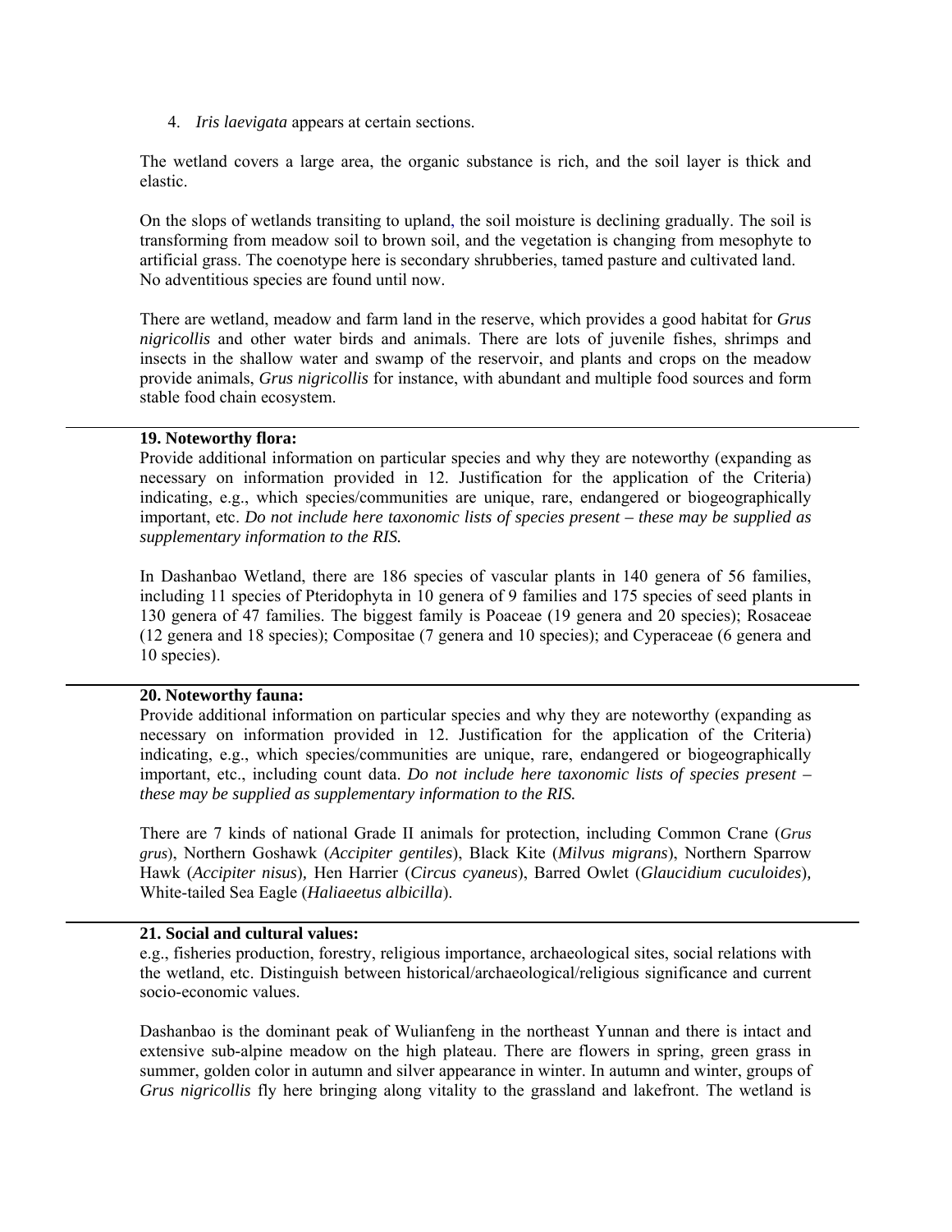4. *Iris laevigata* appears at certain sections.

The wetland covers a large area, the organic substance is rich, and the soil layer is thick and elastic.

On the slops of wetlands transiting to upland, the soil moisture is declining gradually. The soil is transforming from meadow soil to brown soil, and the vegetation is changing from mesophyte to artificial grass. The coenotype here is secondary shrubberies, tamed pasture and cultivated land. No adventitious species are found until now.

There are wetland, meadow and farm land in the reserve, which provides a good habitat for *Grus nigricollis* and other water birds and animals. There are lots of juvenile fishes, shrimps and insects in the shallow water and swamp of the reservoir, and plants and crops on the meadow provide animals, *Grus nigricollis* for instance, with abundant and multiple food sources and form stable food chain ecosystem.

---

**19. Noteworthy flora:**
Provide additional information on particular species and why they are noteworthy (expanding as necessary on information provided in 12. Justification for the application of the Criteria) indicating, e.g., which species/communities are unique, rare, endangered or biogeographically important, etc. *Do not include here taxonomic lists of species present – these may be supplied as supplementary information to the RIS.*

In Dashanbao Wetland, there are 186 species of vascular plants in 140 genera of 56 families, including 11 species of Pteridophyta in 10 genera of 9 families and 175 species of seed plants in 130 genera of 47 families. The biggest family is Poaceae (19 genera and 20 species); Rosaceae (12 genera and 18 species); Compositae (7 genera and 10 species); and Cyperaceae (6 genera and 10 species).

---

**20. Noteworthy fauna:**
Provide additional information on particular species and why they are noteworthy (expanding as necessary on information provided in 12. Justification for the application of the Criteria) indicating, e.g., which species/communities are unique, rare, endangered or biogeographically important, etc., including count data. *Do not include here taxonomic lists of species present – these may be supplied as supplementary information to the RIS.*

There are 7 kinds of national Grade II animals for protection, including Common Crane (*Grus grus*), Northern Goshawk (*Accipiter gentiles*), Black Kite (*Milvus migrans*), Northern Sparrow Hawk (*Accipiter nisus*), Hen Harrier (*Circus cyaneus*), Barred Owlet (*Glaucidium cuculoides*), White-tailed Sea Eagle (*Haliaeetus albicilla*).

---

**21. Social and cultural values:**
e.g., fisheries production, forestry, religious importance, archaeological sites, social relations with the wetland, etc. Distinguish between historical/archaeological/religious significance and current socio-economic values.

Dashanbao is the dominant peak of Wulianfeng in the northeast Yunnan and there is intact and extensive sub-alpine meadow on the high plateau. There are flowers in spring, green grass in summer, golden color in autumn and silver appearance in winter. In autumn and winter, groups of *Grus nigricollis* fly here bringing along vitality to the grassland and lakefront. The wetland is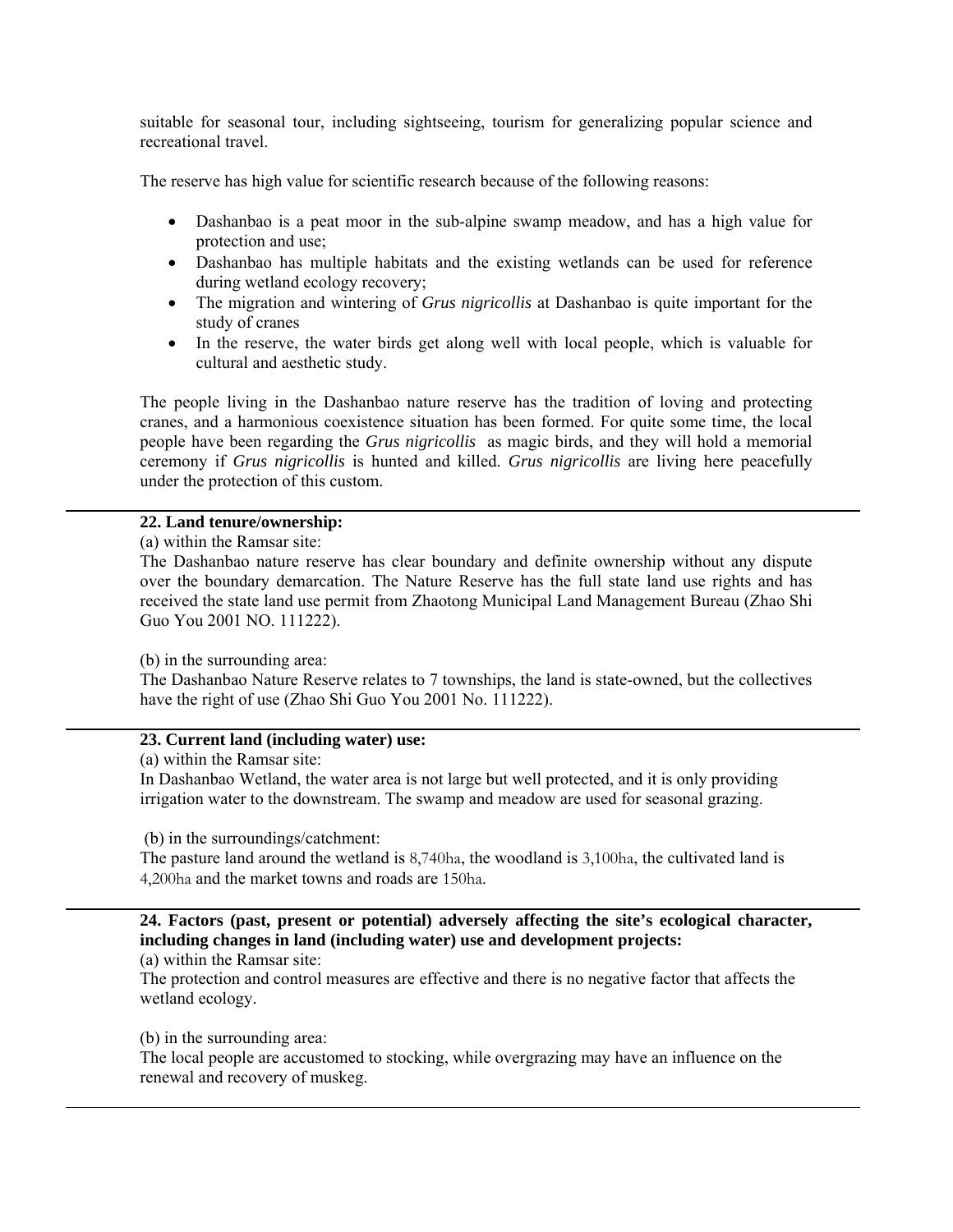suitable for seasonal tour, including sightseeing, tourism for generalizing popular science and recreational travel.

The reserve has high value for scientific research because of the following reasons:

- Dashanbao is a peat moor in the sub-alpine swamp meadow, and has a high value for protection and use;
- Dashanbao has multiple habitats and the existing wetlands can be used for reference during wetland ecology recovery;
- The migration and wintering of *Grus nigricollis* at Dashanbao is quite important for the study of cranes
- In the reserve, the water birds get along well with local people, which is valuable for cultural and aesthetic study.

The people living in the Dashanbao nature reserve has the tradition of loving and protecting cranes, and a harmonious coexistence situation has been formed. For quite some time, the local people have been regarding the *Grus nigricollis* as magic birds, and they will hold a memorial ceremony if *Grus nigricollis* is hunted and killed. *Grus nigricollis* are living here peacefully under the protection of this custom.

**22. Land tenure/ownership:**

(a) within the Ramsar site:

The Dashanbao nature reserve has clear boundary and definite ownership without any dispute over the boundary demarcation. The Nature Reserve has the full state land use rights and has received the state land use permit from Zhaotong Municipal Land Management Bureau (Zhao Shi Guo You 2001 NO. 111222).

(b) in the surrounding area:

The Dashanbao Nature Reserve relates to 7 townships, the land is state-owned, but the collectives have the right of use (Zhao Shi Guo You 2001 No. 111222).

**23. Current land (including water) use:**

(a) within the Ramsar site:

In Dashanbao Wetland, the water area is not large but well protected, and it is only providing irrigation water to the downstream. The swamp and meadow are used for seasonal grazing.

(b) in the surroundings/catchment:

The pasture land around the wetland is 8,740ha, the woodland is 3,100ha, the cultivated land is 4,200ha and the market towns and roads are 150ha.

**24. Factors (past, present or potential) adversely affecting the site's ecological character, including changes in land (including water) use and development projects:**

(a) within the Ramsar site:

The protection and control measures are effective and there is no negative factor that affects the wetland ecology.

(b) in the surrounding area:

The local people are accustomed to stocking, while overgrazing may have an influence on the renewal and recovery of muskeg.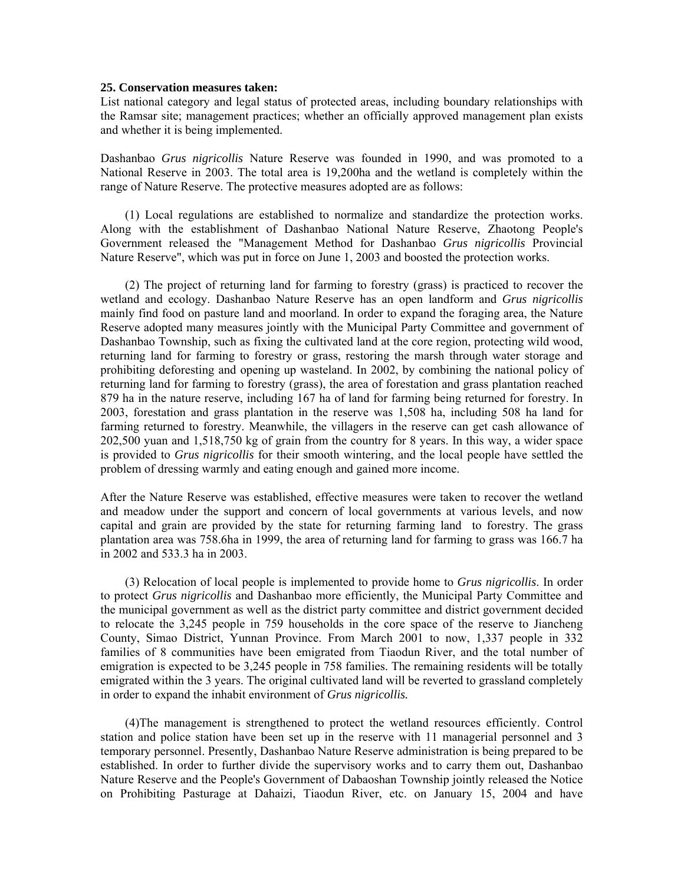**25. Conservation measures taken:**

List national category and legal status of protected areas, including boundary relationships with the Ramsar site; management practices; whether an officially approved management plan exists and whether it is being implemented.

Dashanbao *Grus nigricollis* Nature Reserve was founded in 1990, and was promoted to a National Reserve in 2003. The total area is 19,200ha and the wetland is completely within the range of Nature Reserve. The protective measures adopted are as follows:

(1) Local regulations are established to normalize and standardize the protection works. Along with the establishment of Dashanbao National Nature Reserve, Zhaotong People's Government released the "Management Method for Dashanbao *Grus nigricollis* Provincial Nature Reserve", which was put in force on June 1, 2003 and boosted the protection works.

(2) The project of returning land for farming to forestry (grass) is practiced to recover the wetland and ecology. Dashanbao Nature Reserve has an open landform and *Grus nigricollis* mainly find food on pasture land and moorland. In order to expand the foraging area, the Nature Reserve adopted many measures jointly with the Municipal Party Committee and government of Dashanbao Township, such as fixing the cultivated land at the core region, protecting wild wood, returning land for farming to forestry or grass, restoring the marsh through water storage and prohibiting deforesting and opening up wasteland. In 2002, by combining the national policy of returning land for farming to forestry (grass), the area of forestation and grass plantation reached 879 ha in the nature reserve, including 167 ha of land for farming being returned for forestry. In 2003, forestation and grass plantation in the reserve was 1,508 ha, including 508 ha land for farming returned to forestry. Meanwhile, the villagers in the reserve can get cash allowance of 202,500 yuan and 1,518,750 kg of grain from the country for 8 years. In this way, a wider space is provided to *Grus nigricollis* for their smooth wintering, and the local people have settled the problem of dressing warmly and eating enough and gained more income.

After the Nature Reserve was established, effective measures were taken to recover the wetland and meadow under the support and concern of local governments at various levels, and now capital and grain are provided by the state for returning farming land to forestry. The grass plantation area was 758.6ha in 1999, the area of returning land for farming to grass was 166.7 ha in 2002 and 533.3 ha in 2003.

(3) Relocation of local people is implemented to provide home to *Grus nigricollis*. In order to protect *Grus nigricollis* and Dashanbao more efficiently, the Municipal Party Committee and the municipal government as well as the district party committee and district government decided to relocate the 3,245 people in 759 households in the core space of the reserve to Jiancheng County, Simao District, Yunnan Province. From March 2001 to now, 1,337 people in 332 families of 8 communities have been emigrated from Tiaodun River, and the total number of emigration is expected to be 3,245 people in 758 families. The remaining residents will be totally emigrated within the 3 years. The original cultivated land will be reverted to grassland completely in order to expand the inhabit environment of *Grus nigricollis.*

(4)The management is strengthened to protect the wetland resources efficiently. Control station and police station have been set up in the reserve with 11 managerial personnel and 3 temporary personnel. Presently, Dashanbao Nature Reserve administration is being prepared to be established. In order to further divide the supervisory works and to carry them out, Dashanbao Nature Reserve and the People's Government of Dabaoshan Township jointly released the Notice on Prohibiting Pasturage at Dahaizi, Tiaodun River, etc. on January 15, 2004 and have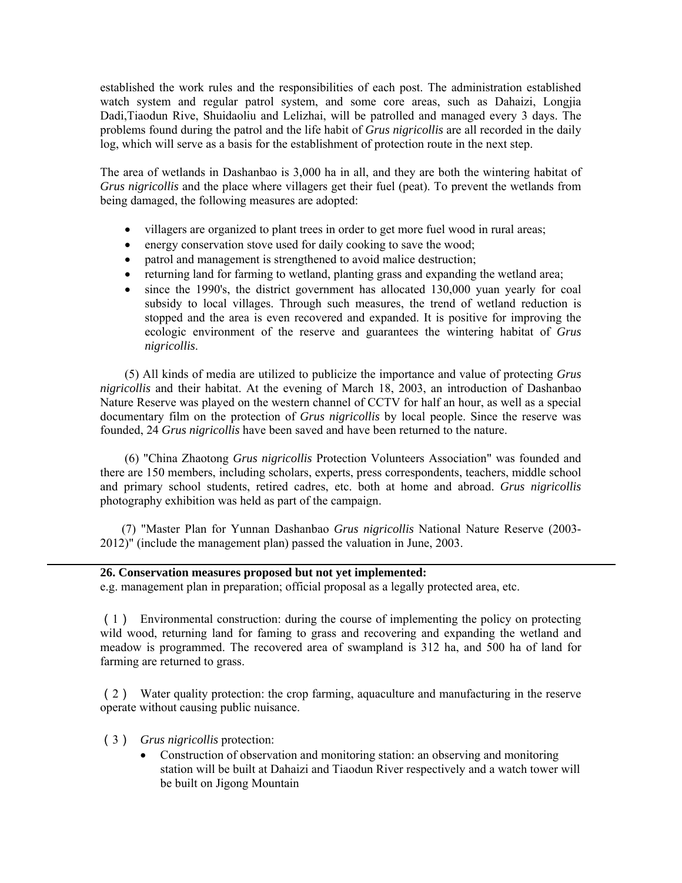established the work rules and the responsibilities of each post. The administration established watch system and regular patrol system, and some core areas, such as Dahaizi, Longjia Dadi,Tiaodun Rive, Shuidaoliu and Lelizhai, will be patrolled and managed every 3 days. The problems found during the patrol and the life habit of *Grus nigricollis* are all recorded in the daily log, which will serve as a basis for the establishment of protection route in the next step.

The area of wetlands in Dashanbao is 3,000 ha in all, and they are both the wintering habitat of *Grus nigricollis* and the place where villagers get their fuel (peat). To prevent the wetlands from being damaged, the following measures are adopted:

- villagers are organized to plant trees in order to get more fuel wood in rural areas;
- energy conservation stove used for daily cooking to save the wood;
- patrol and management is strengthened to avoid malice destruction;
- returning land for farming to wetland, planting grass and expanding the wetland area;
- since the 1990's, the district government has allocated 130,000 yuan yearly for coal subsidy to local villages. Through such measures, the trend of wetland reduction is stopped and the area is even recovered and expanded. It is positive for improving the ecologic environment of the reserve and guarantees the wintering habitat of *Grus nigricollis*.

(5) All kinds of media are utilized to publicize the importance and value of protecting *Grus nigricollis* and their habitat. At the evening of March 18, 2003, an introduction of Dashanbao Nature Reserve was played on the western channel of CCTV for half an hour, as well as a special documentary film on the protection of *Grus nigricollis* by local people. Since the reserve was founded, 24 *Grus nigricollis* have been saved and have been returned to the nature.

(6) "China Zhaotong *Grus nigricollis* Protection Volunteers Association" was founded and there are 150 members, including scholars, experts, press correspondents, teachers, middle school and primary school students, retired cadres, etc. both at home and abroad. *Grus nigricollis* photography exhibition was held as part of the campaign.

(7) "Master Plan for Yunnan Dashanbao *Grus nigricollis* National Nature Reserve (2003-2012)" (include the management plan) passed the valuation in June, 2003.

---

**26. Conservation measures proposed but not yet implemented:**
e.g. management plan in preparation; official proposal as a legally protected area, etc.

（1） Environmental construction: during the course of implementing the policy on protecting wild wood, returning land for faming to grass and recovering and expanding the wetland and meadow is programmed. The recovered area of swampland is 312 ha, and 500 ha of land for farming are returned to grass.

（2） Water quality protection: the crop farming, aquaculture and manufacturing in the reserve operate without causing public nuisance.

（3） *Grus nigricollis* protection:

- Construction of observation and monitoring station: an observing and monitoring station will be built at Dahaizi and Tiaodun River respectively and a watch tower will be built on Jigong Mountain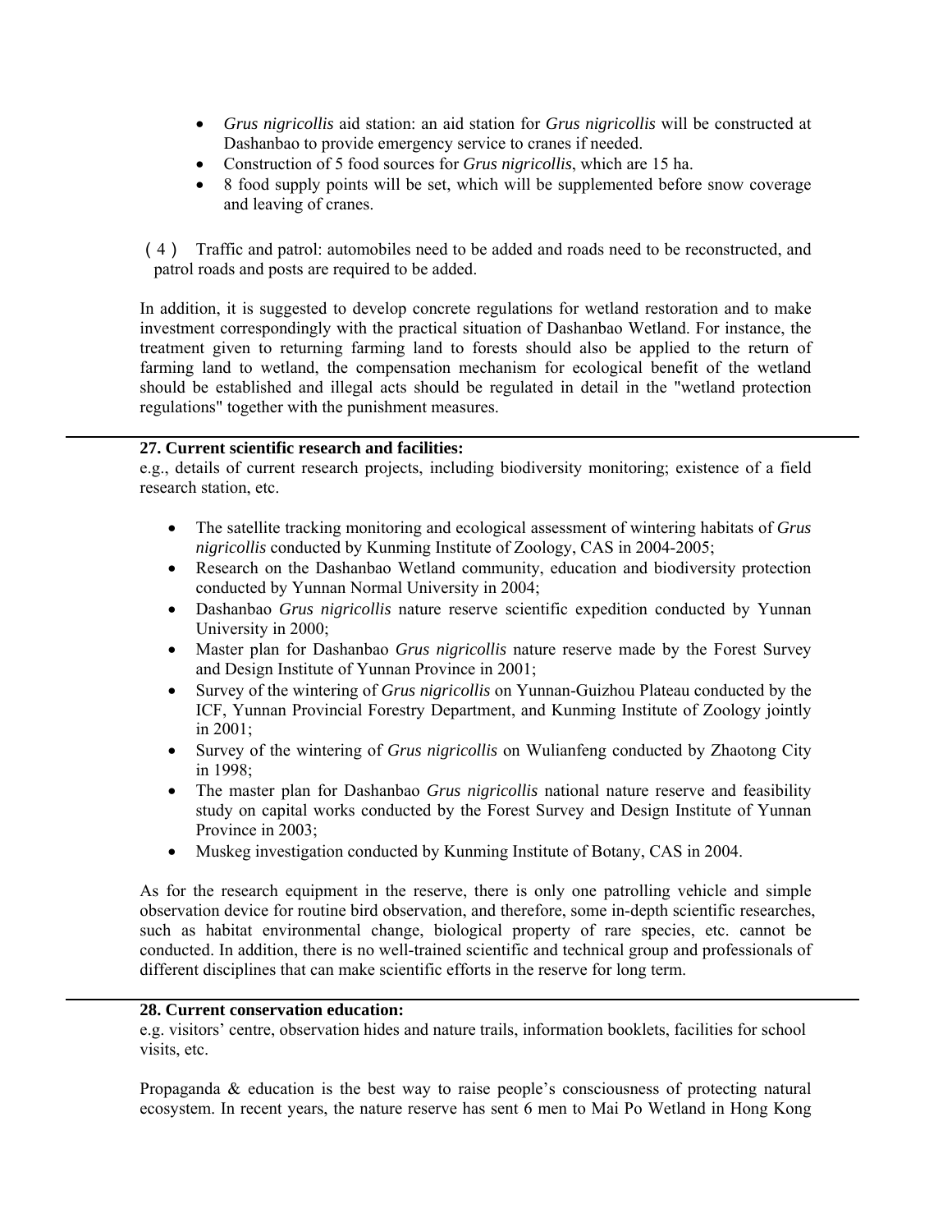- *Grus nigricollis* aid station: an aid station for *Grus nigricollis* will be constructed at Dashanbao to provide emergency service to cranes if needed.
- Construction of 5 food sources for *Grus nigricollis*, which are 15 ha.
- 8 food supply points will be set, which will be supplemented before snow coverage and leaving of cranes.

（4） Traffic and patrol: automobiles need to be added and roads need to be reconstructed, and patrol roads and posts are required to be added.

In addition, it is suggested to develop concrete regulations for wetland restoration and to make investment correspondingly with the practical situation of Dashanbao Wetland. For instance, the treatment given to returning farming land to forests should also be applied to the return of farming land to wetland, the compensation mechanism for ecological benefit of the wetland should be established and illegal acts should be regulated in detail in the "wetland protection regulations" together with the punishment measures.

---

**27. Current scientific research and facilities:**
e.g., details of current research projects, including biodiversity monitoring; existence of a field research station, etc.

- The satellite tracking monitoring and ecological assessment of wintering habitats of *Grus nigricollis* conducted by Kunming Institute of Zoology, CAS in 2004-2005;
- Research on the Dashanbao Wetland community, education and biodiversity protection conducted by Yunnan Normal University in 2004;
- Dashanbao *Grus nigricollis* nature reserve scientific expedition conducted by Yunnan University in 2000;
- Master plan for Dashanbao *Grus nigricollis* nature reserve made by the Forest Survey and Design Institute of Yunnan Province in 2001;
- Survey of the wintering of *Grus nigricollis* on Yunnan-Guizhou Plateau conducted by the ICF, Yunnan Provincial Forestry Department, and Kunming Institute of Zoology jointly in 2001;
- Survey of the wintering of *Grus nigricollis* on Wulianfeng conducted by Zhaotong City in 1998;
- The master plan for Dashanbao *Grus nigricollis* national nature reserve and feasibility study on capital works conducted by the Forest Survey and Design Institute of Yunnan Province in 2003;
- Muskeg investigation conducted by Kunming Institute of Botany, CAS in 2004.

As for the research equipment in the reserve, there is only one patrolling vehicle and simple observation device for routine bird observation, and therefore, some in-depth scientific researches, such as habitat environmental change, biological property of rare species, etc. cannot be conducted. In addition, there is no well-trained scientific and technical group and professionals of different disciplines that can make scientific efforts in the reserve for long term.

---

**28. Current conservation education:**
e.g. visitors' centre, observation hides and nature trails, information booklets, facilities for school visits, etc.

Propaganda & education is the best way to raise people's consciousness of protecting natural ecosystem. In recent years, the nature reserve has sent 6 men to Mai Po Wetland in Hong Kong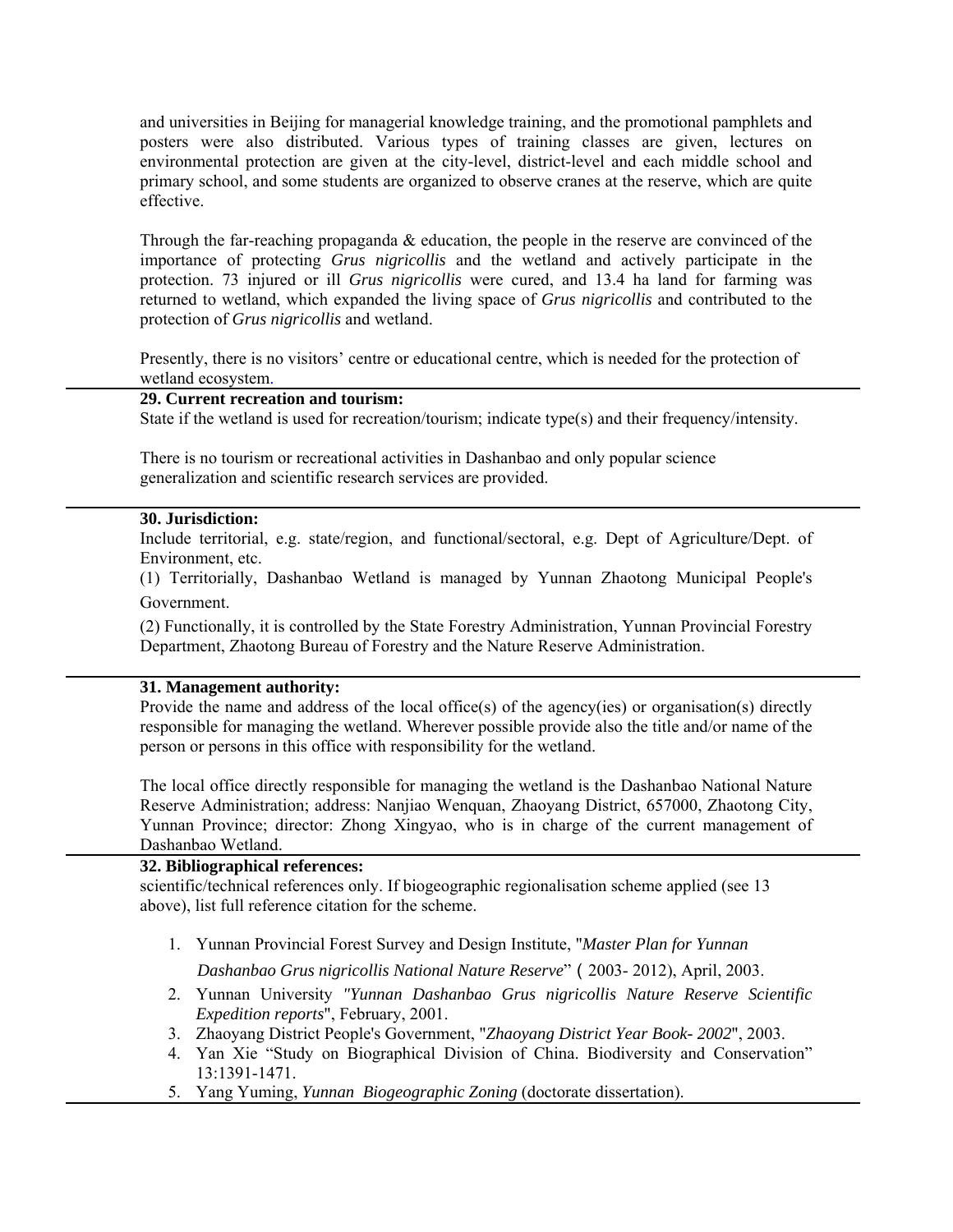and universities in Beijing for managerial knowledge training, and the promotional pamphlets and posters were also distributed. Various types of training classes are given, lectures on environmental protection are given at the city-level, district-level and each middle school and primary school, and some students are organized to observe cranes at the reserve, which are quite effective.

Through the far-reaching propaganda & education, the people in the reserve are convinced of the importance of protecting *Grus nigricollis* and the wetland and actively participate in the protection. 73 injured or ill *Grus nigricollis* were cured, and 13.4 ha land for farming was returned to wetland, which expanded the living space of *Grus nigricollis* and contributed to the protection of *Grus nigricollis* and wetland.

Presently, there is no visitors' centre or educational centre, which is needed for the protection of wetland ecosystem.

**29. Current recreation and tourism:**

State if the wetland is used for recreation/tourism; indicate type(s) and their frequency/intensity.

There is no tourism or recreational activities in Dashanbao and only popular science generalization and scientific research services are provided.

**30. Jurisdiction:**

Include territorial, e.g. state/region, and functional/sectoral, e.g. Dept of Agriculture/Dept. of Environment, etc.

(1) Territorially, Dashanbao Wetland is managed by Yunnan Zhaotong Municipal People's Government.

(2) Functionally, it is controlled by the State Forestry Administration, Yunnan Provincial Forestry Department, Zhaotong Bureau of Forestry and the Nature Reserve Administration.

**31. Management authority:**

Provide the name and address of the local office(s) of the agency(ies) or organisation(s) directly responsible for managing the wetland. Wherever possible provide also the title and/or name of the person or persons in this office with responsibility for the wetland.

The local office directly responsible for managing the wetland is the Dashanbao National Nature Reserve Administration; address: Nanjiao Wenquan, Zhaoyang District, 657000, Zhaotong City, Yunnan Province; director: Zhong Xingyao, who is in charge of the current management of Dashanbao Wetland.

**32. Bibliographical references:**

scientific/technical references only. If biogeographic regionalisation scheme applied (see 13 above), list full reference citation for the scheme.

1. Yunnan Provincial Forest Survey and Design Institute, "*Master Plan for Yunnan Dashanbao Grus nigricollis National Nature Reserve*" ( 2003- 2012), April, 2003.
2. Yunnan University *"Yunnan Dashanbao Grus nigricollis Nature Reserve Scientific Expedition reports*", February, 2001.
3. Zhaoyang District People's Government, "*Zhaoyang District Year Book- 2002*", 2003.
4. Yan Xie "Study on Biographical Division of China. Biodiversity and Conservation" 13:1391-1471.
5. Yang Yuming, *Yunnan Biogeographic Zoning* (doctorate dissertation).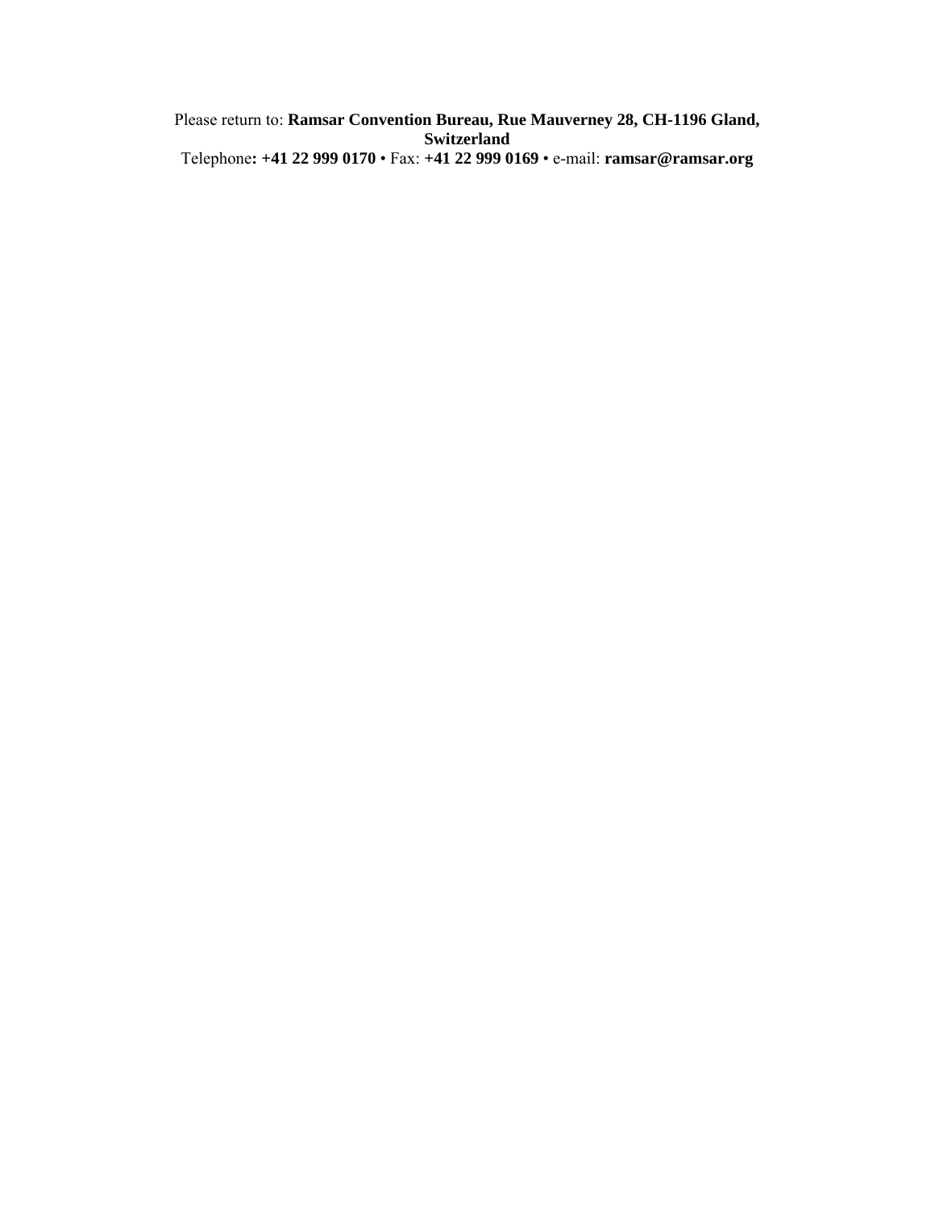Please return to: **Ramsar Convention Bureau, Rue Mauverney 28, CH-1196 Gland, Switzerland**
Telephone**: +41 22 999 0170** • Fax: **+41 22 999 0169** • e-mail: **ramsar@ramsar.org**